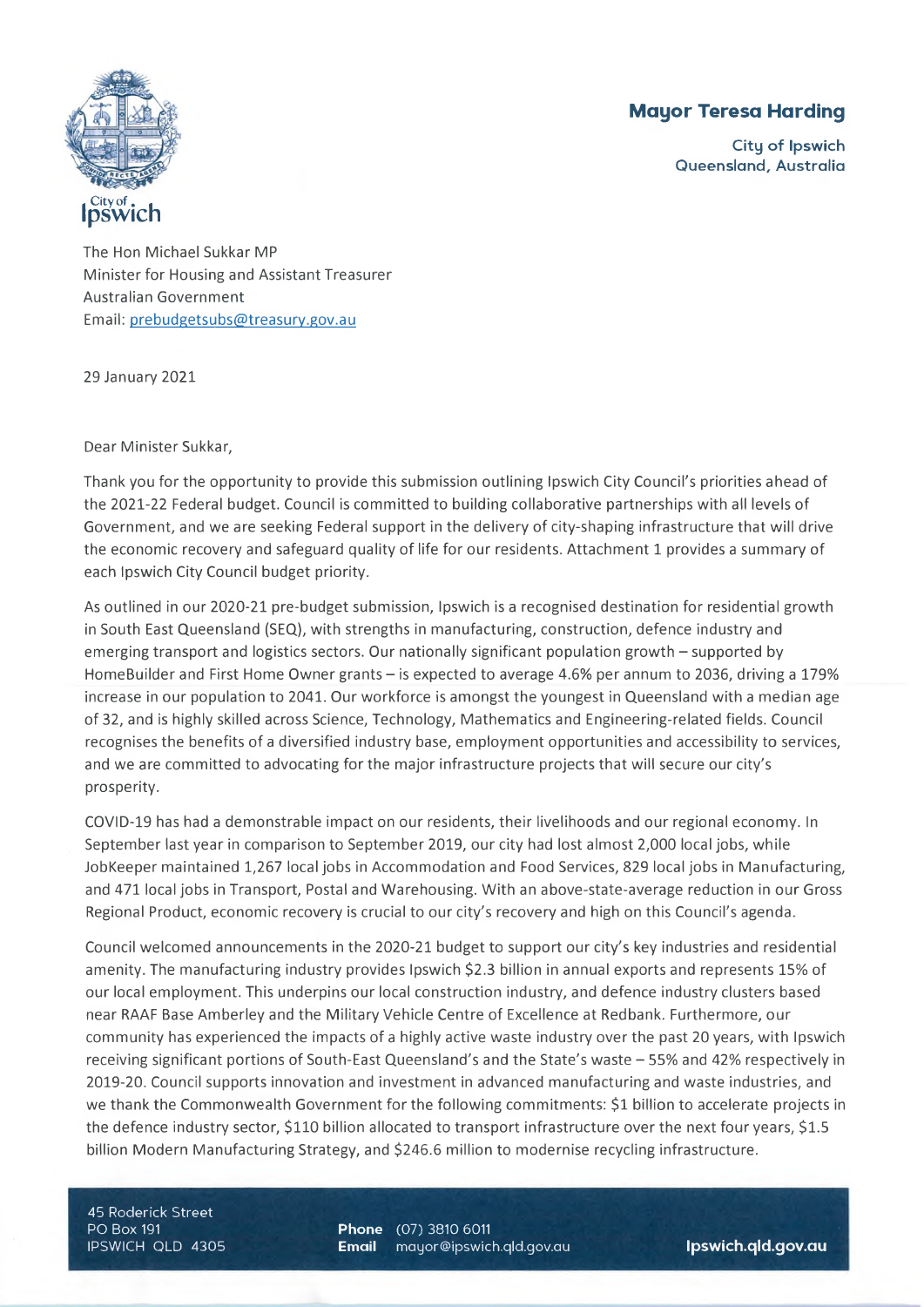City of Ipswich

**Mayor Teresa Harding**

City of Ipswich
Queensland, Australia

The Hon Michael Sukkar MP
Minister for Housing and Assistant Treasurer
Australian Government
Email: prebudgetsubs@treasury.gov.au

29 January 2021

Dear Minister Sukkar,

Thank you for the opportunity to provide this submission outlining Ipswich City Council's priorities ahead of the 2021-22 Federal budget. Council is committed to building collaborative partnerships with all levels of Government, and we are seeking Federal support in the delivery of city-shaping infrastructure that will drive the economic recovery and safeguard quality of life for our residents. Attachment 1 provides a summary of each Ipswich City Council budget priority.

As outlined in our 2020-21 pre-budget submission, Ipswich is a recognised destination for residential growth in South East Queensland (SEQ), with strengths in manufacturing, construction, defence industry and emerging transport and logistics sectors. Our nationally significant population growth – supported by HomeBuilder and First Home Owner grants – is expected to average 4.6% per annum to 2036, driving a 179% increase in our population to 2041. Our workforce is amongst the youngest in Queensland with a median age of 32, and is highly skilled across Science, Technology, Mathematics and Engineering-related fields. Council recognises the benefits of a diversified industry base, employment opportunities and accessibility to services, and we are committed to advocating for the major infrastructure projects that will secure our city's prosperity.

COVID-19 has had a demonstrable impact on our residents, their livelihoods and our regional economy. In September last year in comparison to September 2019, our city had lost almost 2,000 local jobs, while JobKeeper maintained 1,267 local jobs in Accommodation and Food Services, 829 local jobs in Manufacturing, and 471 local jobs in Transport, Postal and Warehousing. With an above-state-average reduction in our Gross Regional Product, economic recovery is crucial to our city's recovery and high on this Council's agenda.

Council welcomed announcements in the 2020-21 budget to support our city's key industries and residential amenity. The manufacturing industry provides Ipswich $2.3 billion in annual exports and represents 15% of our local employment. This underpins our local construction industry, and defence industry clusters based near RAAF Base Amberley and the Military Vehicle Centre of Excellence at Redbank. Furthermore, our community has experienced the impacts of a highly active waste industry over the past 20 years, with Ipswich receiving significant portions of South-East Queensland's and the State's waste – 55% and 42% respectively in 2019-20. Council supports innovation and investment in advanced manufacturing and waste industries, and we thank the Commonwealth Government for the following commitments: $1 billion to accelerate projects in the defence industry sector, $110 billion allocated to transport infrastructure over the next four years, $1.5 billion Modern Manufacturing Strategy, and $246.6 million to modernise recycling infrastructure.

45 Roderick Street
PO Box 191
IPSWICH QLD 4305

**Phone** (07) 3810 6011
**Email** mayor@ipswich.qld.gov.au

**Ipswich.qld.gov.au**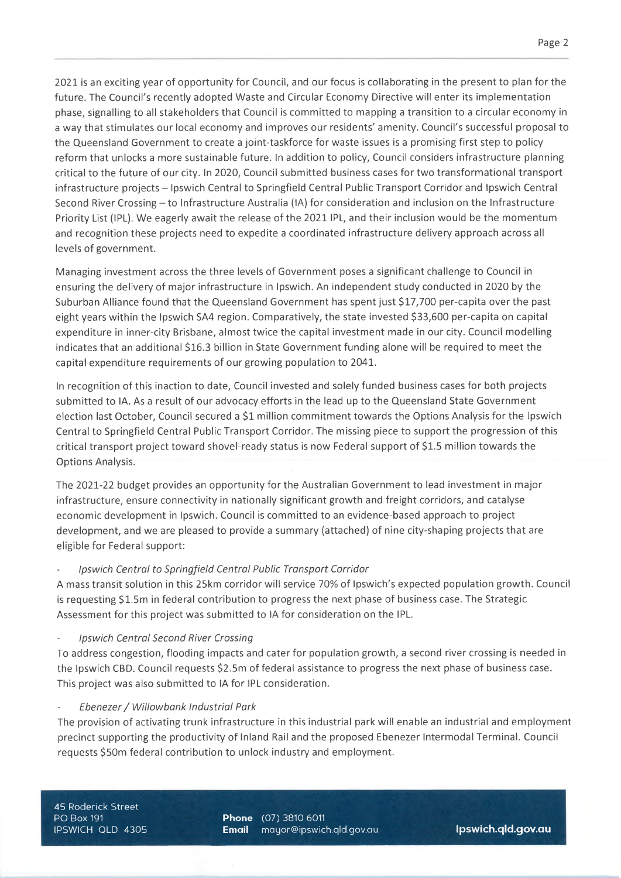2021 is an exciting year of opportunity for Council, and our focus is collaborating in the present to plan for the future. The Council's recently adopted Waste and Circular Economy Directive will enter its implementation phase, signalling to all stakeholders that Council is committed to mapping a transition to a circular economy in a way that stimulates our local economy and improves our residents' amenity. Council's successful proposal to the Queensland Government to create a joint-taskforce for waste issues is a promising first step to policy reform that unlocks a more sustainable future. In addition to policy, Council considers infrastructure planning critical to the future of our city. In 2020, Council submitted business cases for two transformational transport infrastructure projects – Ipswich Central to Springfield Central Public Transport Corridor and Ipswich Central Second River Crossing – to Infrastructure Australia (IA) for consideration and inclusion on the Infrastructure Priority List (IPL). We eagerly await the release of the 2021 IPL, and their inclusion would be the momentum and recognition these projects need to expedite a coordinated infrastructure delivery approach across all levels of government.

Managing investment across the three levels of Government poses a significant challenge to Council in ensuring the delivery of major infrastructure in Ipswich. An independent study conducted in 2020 by the Suburban Alliance found that the Queensland Government has spent just $17,700 per-capita over the past eight years within the Ipswich SA4 region. Comparatively, the state invested $33,600 per-capita on capital expenditure in inner-city Brisbane, almost twice the capital investment made in our city. Council modelling indicates that an additional $16.3 billion in State Government funding alone will be required to meet the capital expenditure requirements of our growing population to 2041.

In recognition of this inaction to date, Council invested and solely funded business cases for both projects submitted to IA. As a result of our advocacy efforts in the lead up to the Queensland State Government election last October, Council secured a $1 million commitment towards the Options Analysis for the Ipswich Central to Springfield Central Public Transport Corridor. The missing piece to support the progression of this critical transport project toward shovel-ready status is now Federal support of $1.5 million towards the Options Analysis.

The 2021-22 budget provides an opportunity for the Australian Government to lead investment in major infrastructure, ensure connectivity in nationally significant growth and freight corridors, and catalyse economic development in Ipswich. Council is committed to an evidence-based approach to project development, and we are pleased to provide a summary (attached) of nine city-shaping projects that are eligible for Federal support:

- *Ipswich Central to Springfield Central Public Transport Corridor*

  A mass transit solution in this 25km corridor will service 70% of Ipswich's expected population growth. Council is requesting $1.5m in federal contribution to progress the next phase of business case. The Strategic Assessment for this project was submitted to IA for consideration on the IPL.

- *Ipswich Central Second River Crossing*

  To address congestion, flooding impacts and cater for population growth, a second river crossing is needed in the Ipswich CBD. Council requests $2.5m of federal assistance to progress the next phase of business case. This project was also submitted to IA for IPL consideration.

- *Ebenezer / Willowbank Industrial Park*

  The provision of activating trunk infrastructure in this industrial park will enable an industrial and employment precinct supporting the productivity of Inland Rail and the proposed Ebenezer Intermodal Terminal. Council requests $50m federal contribution to unlock industry and employment.

45 Roderick Street
PO Box 191
IPSWICH QLD 4305

**Phone** (07) 3810 6011
**Email** mayor@ipswich.qld.gov.au

**Ipswich.qld.gov.au**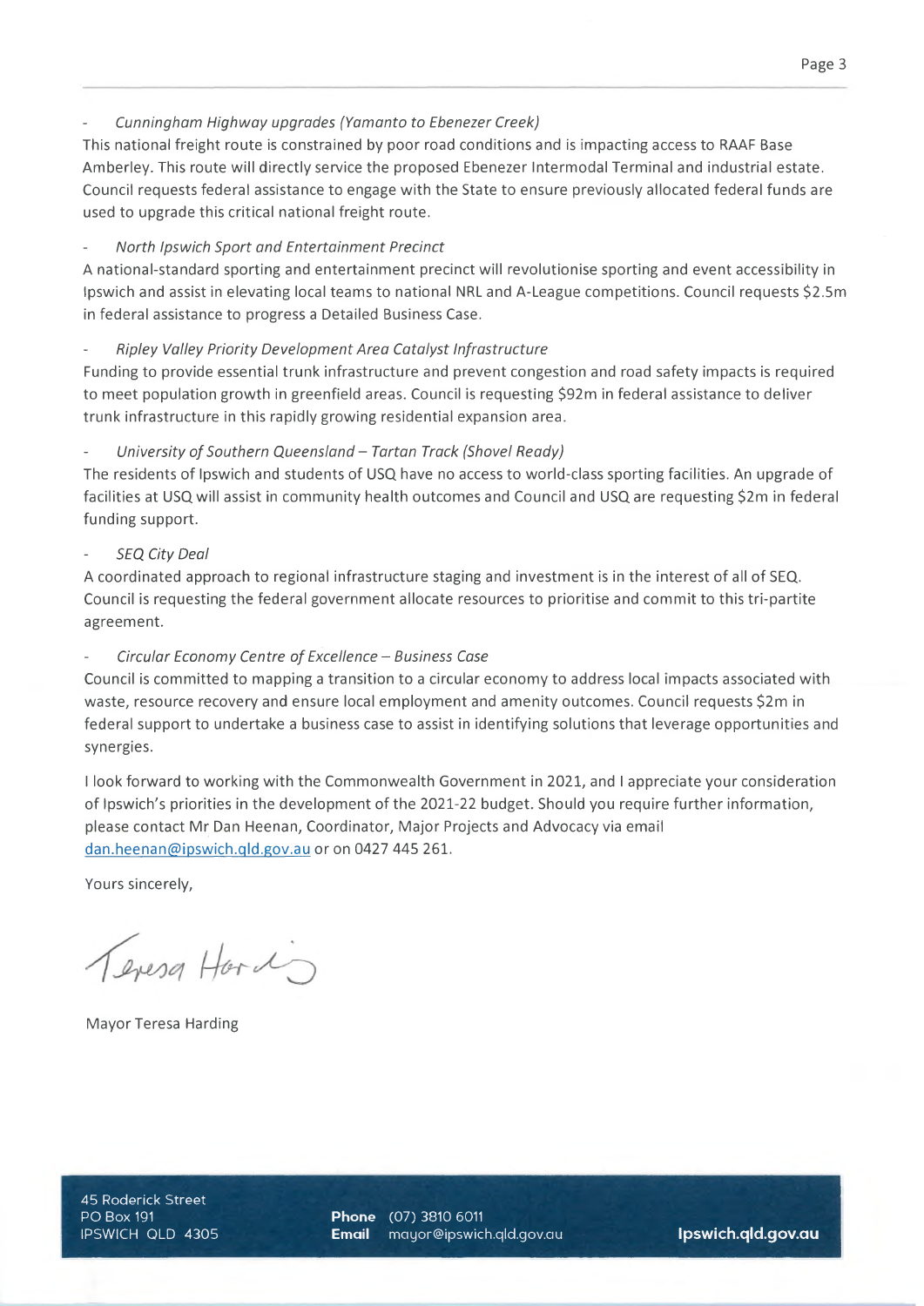- *Cunningham Highway upgrades (Yamanto to Ebenezer Creek)*

This national freight route is constrained by poor road conditions and is impacting access to RAAF Base Amberley. This route will directly service the proposed Ebenezer Intermodal Terminal and industrial estate. Council requests federal assistance to engage with the State to ensure previously allocated federal funds are used to upgrade this critical national freight route.

- *North Ipswich Sport and Entertainment Precinct*

A national-standard sporting and entertainment precinct will revolutionise sporting and event accessibility in Ipswich and assist in elevating local teams to national NRL and A-League competitions. Council requests $2.5m in federal assistance to progress a Detailed Business Case.

- *Ripley Valley Priority Development Area Catalyst Infrastructure*

Funding to provide essential trunk infrastructure and prevent congestion and road safety impacts is required to meet population growth in greenfield areas. Council is requesting $92m in federal assistance to deliver trunk infrastructure in this rapidly growing residential expansion area.

- *University of Southern Queensland – Tartan Track (Shovel Ready)*

The residents of Ipswich and students of USQ have no access to world-class sporting facilities. An upgrade of facilities at USQ will assist in community health outcomes and Council and USQ are requesting $2m in federal funding support.

- *SEQ City Deal*

A coordinated approach to regional infrastructure staging and investment is in the interest of all of SEQ. Council is requesting the federal government allocate resources to prioritise and commit to this tri-partite agreement.

- *Circular Economy Centre of Excellence – Business Case*

Council is committed to mapping a transition to a circular economy to address local impacts associated with waste, resource recovery and ensure local employment and amenity outcomes. Council requests $2m in federal support to undertake a business case to assist in identifying solutions that leverage opportunities and synergies.

I look forward to working with the Commonwealth Government in 2021, and I appreciate your consideration of Ipswich's priorities in the development of the 2021-22 budget. Should you require further information, please contact Mr Dan Heenan, Coordinator, Major Projects and Advocacy via email dan.heenan@ipswich.qld.gov.au or on 0427 445 261.

Yours sincerely,

Teresa Harding

Mayor Teresa Harding

45 Roderick Street
PO Box 191
IPSWICH QLD 4305

**Phone** (07) 3810 6011
**Email** mayor@ipswich.qld.gov.au

**Ipswich.qld.gov.au**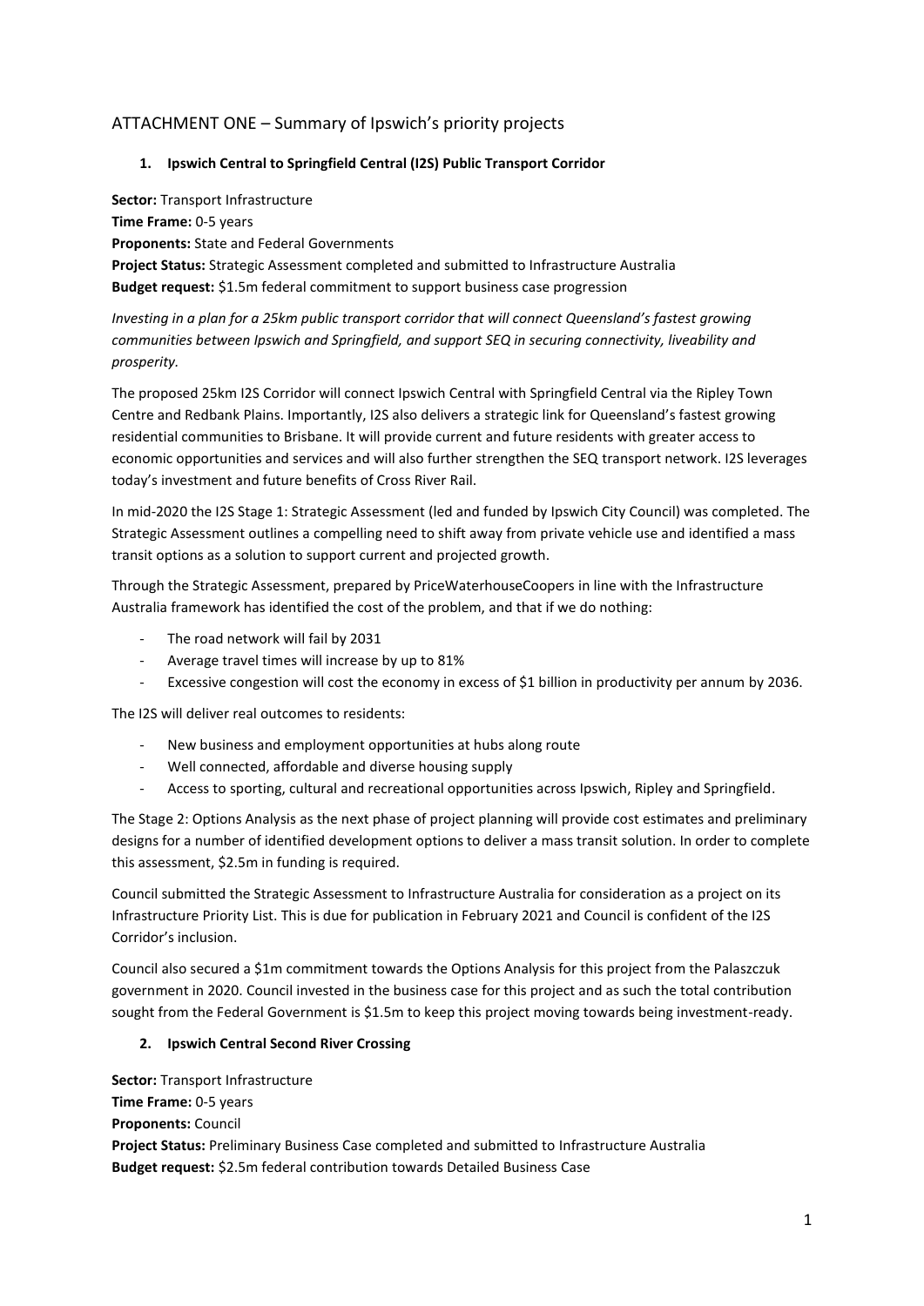## ATTACHMENT ONE – Summary of Ipswich's priority projects

### 1. Ipswich Central to Springfield Central (I2S) Public Transport Corridor

**Sector:** Transport Infrastructure
**Time Frame:** 0-5 years
**Proponents:** State and Federal Governments
**Project Status:** Strategic Assessment completed and submitted to Infrastructure Australia
**Budget request:** $1.5m federal commitment to support business case progression

*Investing in a plan for a 25km public transport corridor that will connect Queensland's fastest growing communities between Ipswich and Springfield, and support SEQ in securing connectivity, liveability and prosperity.*

The proposed 25km I2S Corridor will connect Ipswich Central with Springfield Central via the Ripley Town Centre and Redbank Plains. Importantly, I2S also delivers a strategic link for Queensland's fastest growing residential communities to Brisbane. It will provide current and future residents with greater access to economic opportunities and services and will also further strengthen the SEQ transport network. I2S leverages today's investment and future benefits of Cross River Rail.

In mid-2020 the I2S Stage 1: Strategic Assessment (led and funded by Ipswich City Council) was completed. The Strategic Assessment outlines a compelling need to shift away from private vehicle use and identified a mass transit options as a solution to support current and projected growth.

Through the Strategic Assessment, prepared by PriceWaterhouseCoopers in line with the Infrastructure Australia framework has identified the cost of the problem, and that if we do nothing:

- The road network will fail by 2031
- Average travel times will increase by up to 81%
- Excessive congestion will cost the economy in excess of $1 billion in productivity per annum by 2036.

The I2S will deliver real outcomes to residents:

- New business and employment opportunities at hubs along route
- Well connected, affordable and diverse housing supply
- Access to sporting, cultural and recreational opportunities across Ipswich, Ripley and Springfield.

The Stage 2: Options Analysis as the next phase of project planning will provide cost estimates and preliminary designs for a number of identified development options to deliver a mass transit solution. In order to complete this assessment, $2.5m in funding is required.

Council submitted the Strategic Assessment to Infrastructure Australia for consideration as a project on its Infrastructure Priority List. This is due for publication in February 2021 and Council is confident of the I2S Corridor's inclusion.

Council also secured a $1m commitment towards the Options Analysis for this project from the Palaszczuk government in 2020. Council invested in the business case for this project and as such the total contribution sought from the Federal Government is $1.5m to keep this project moving towards being investment-ready.

### 2. Ipswich Central Second River Crossing

**Sector:** Transport Infrastructure
**Time Frame:** 0-5 years
**Proponents:** Council
**Project Status:** Preliminary Business Case completed and submitted to Infrastructure Australia
**Budget request:** $2.5m federal contribution towards Detailed Business Case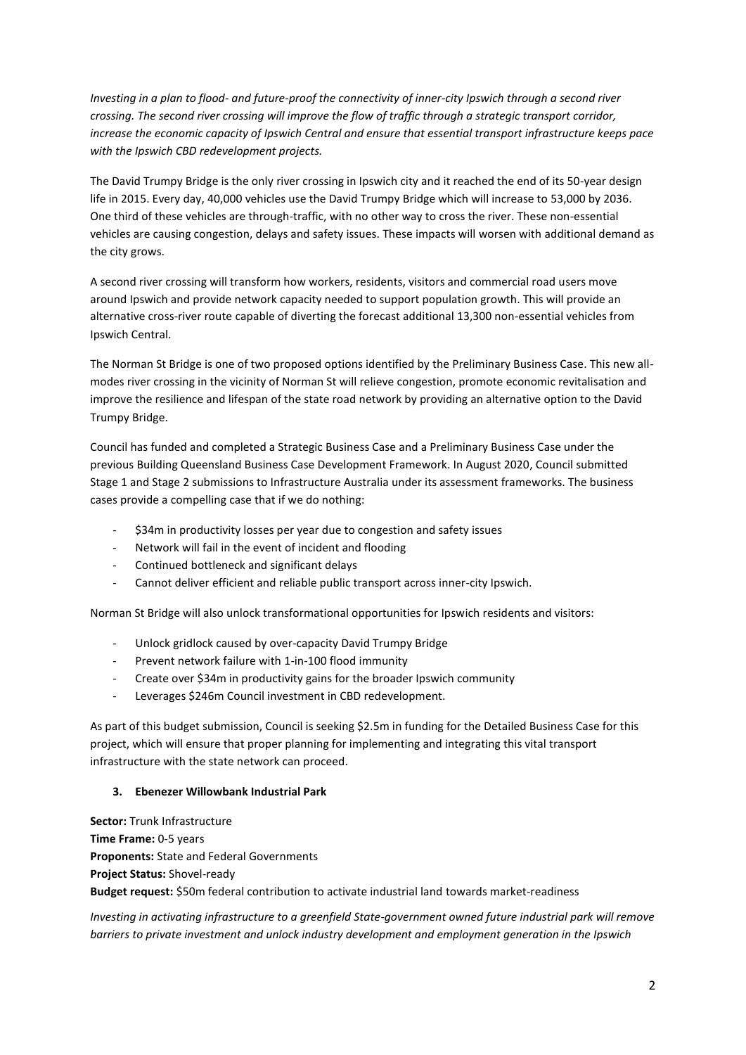*Investing in a plan to flood- and future-proof the connectivity of inner-city Ipswich through a second river crossing. The second river crossing will improve the flow of traffic through a strategic transport corridor, increase the economic capacity of Ipswich Central and ensure that essential transport infrastructure keeps pace with the Ipswich CBD redevelopment projects.*

The David Trumpy Bridge is the only river crossing in Ipswich city and it reached the end of its 50-year design life in 2015. Every day, 40,000 vehicles use the David Trumpy Bridge which will increase to 53,000 by 2036. One third of these vehicles are through-traffic, with no other way to cross the river. These non-essential vehicles are causing congestion, delays and safety issues. These impacts will worsen with additional demand as the city grows.

A second river crossing will transform how workers, residents, visitors and commercial road users move around Ipswich and provide network capacity needed to support population growth. This will provide an alternative cross-river route capable of diverting the forecast additional 13,300 non-essential vehicles from Ipswich Central.

The Norman St Bridge is one of two proposed options identified by the Preliminary Business Case. This new all-modes river crossing in the vicinity of Norman St will relieve congestion, promote economic revitalisation and improve the resilience and lifespan of the state road network by providing an alternative option to the David Trumpy Bridge.

Council has funded and completed a Strategic Business Case and a Preliminary Business Case under the previous Building Queensland Business Case Development Framework. In August 2020, Council submitted Stage 1 and Stage 2 submissions to Infrastructure Australia under its assessment frameworks. The business cases provide a compelling case that if we do nothing:

- $34m in productivity losses per year due to congestion and safety issues
- Network will fail in the event of incident and flooding
- Continued bottleneck and significant delays
- Cannot deliver efficient and reliable public transport across inner-city Ipswich.

Norman St Bridge will also unlock transformational opportunities for Ipswich residents and visitors:

- Unlock gridlock caused by over-capacity David Trumpy Bridge
- Prevent network failure with 1-in-100 flood immunity
- Create over $34m in productivity gains for the broader Ipswich community
- Leverages $246m Council investment in CBD redevelopment.

As part of this budget submission, Council is seeking $2.5m in funding for the Detailed Business Case for this project, which will ensure that proper planning for implementing and integrating this vital transport infrastructure with the state network can proceed.

### 3. Ebenezer Willowbank Industrial Park

**Sector:** Trunk Infrastructure
**Time Frame:** 0-5 years
**Proponents:** State and Federal Governments
**Project Status:** Shovel-ready
**Budget request:** $50m federal contribution to activate industrial land towards market-readiness

*Investing in activating infrastructure to a greenfield State-government owned future industrial park will remove barriers to private investment and unlock industry development and employment generation in the Ipswich*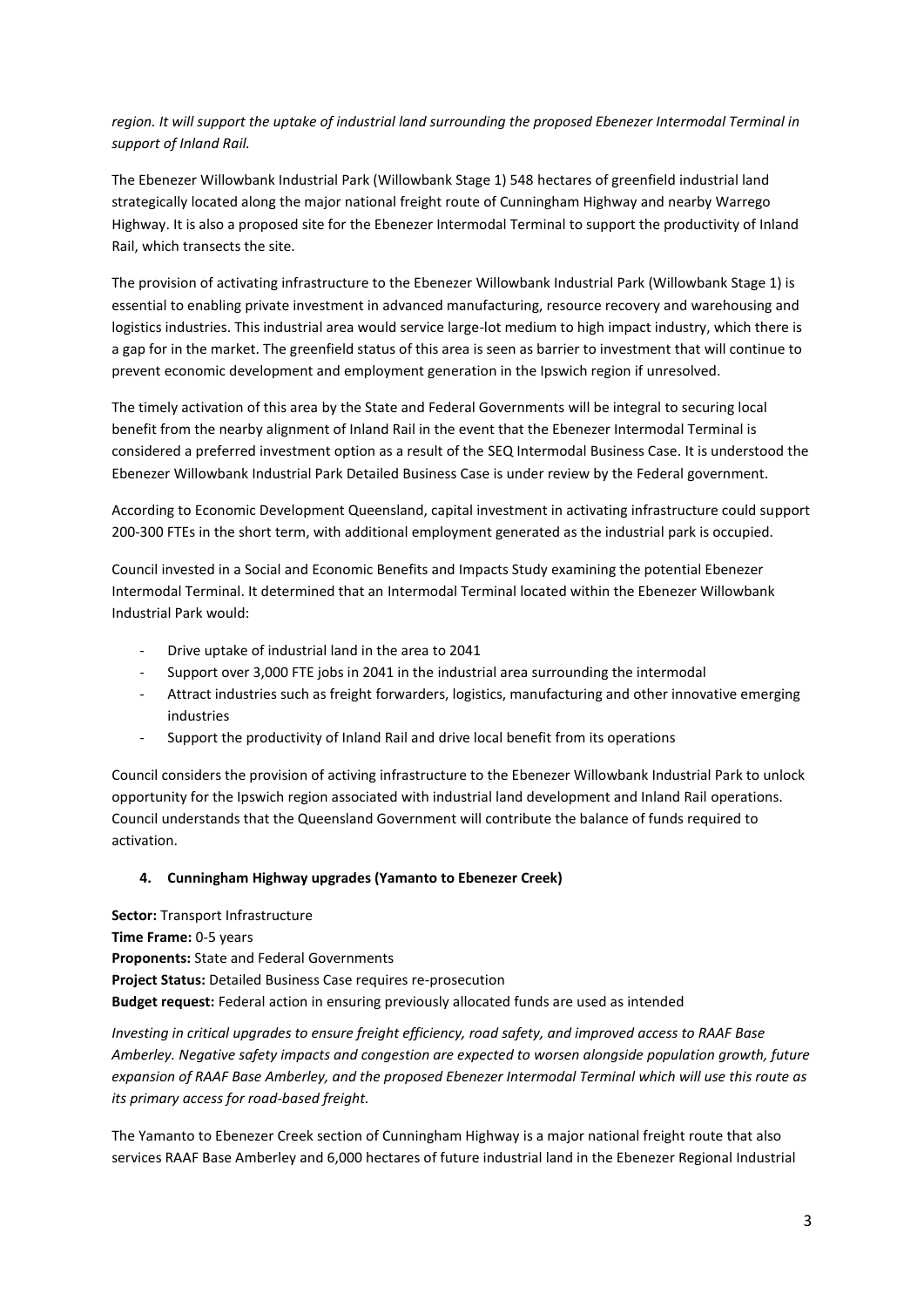*region. It will support the uptake of industrial land surrounding the proposed Ebenezer Intermodal Terminal in support of Inland Rail.*

The Ebenezer Willowbank Industrial Park (Willowbank Stage 1) 548 hectares of greenfield industrial land strategically located along the major national freight route of Cunningham Highway and nearby Warrego Highway. It is also a proposed site for the Ebenezer Intermodal Terminal to support the productivity of Inland Rail, which transects the site.

The provision of activating infrastructure to the Ebenezer Willowbank Industrial Park (Willowbank Stage 1) is essential to enabling private investment in advanced manufacturing, resource recovery and warehousing and logistics industries. This industrial area would service large-lot medium to high impact industry, which there is a gap for in the market. The greenfield status of this area is seen as barrier to investment that will continue to prevent economic development and employment generation in the Ipswich region if unresolved.

The timely activation of this area by the State and Federal Governments will be integral to securing local benefit from the nearby alignment of Inland Rail in the event that the Ebenezer Intermodal Terminal is considered a preferred investment option as a result of the SEQ Intermodal Business Case. It is understood the Ebenezer Willowbank Industrial Park Detailed Business Case is under review by the Federal government.

According to Economic Development Queensland, capital investment in activating infrastructure could support 200-300 FTEs in the short term, with additional employment generated as the industrial park is occupied.

Council invested in a Social and Economic Benefits and Impacts Study examining the potential Ebenezer Intermodal Terminal. It determined that an Intermodal Terminal located within the Ebenezer Willowbank Industrial Park would:

- Drive uptake of industrial land in the area to 2041
- Support over 3,000 FTE jobs in 2041 in the industrial area surrounding the intermodal
- Attract industries such as freight forwarders, logistics, manufacturing and other innovative emerging industries
- Support the productivity of Inland Rail and drive local benefit from its operations

Council considers the provision of activing infrastructure to the Ebenezer Willowbank Industrial Park to unlock opportunity for the Ipswich region associated with industrial land development and Inland Rail operations. Council understands that the Queensland Government will contribute the balance of funds required to activation.

### 4. Cunningham Highway upgrades (Yamanto to Ebenezer Creek)

**Sector:** Transport Infrastructure
**Time Frame:** 0-5 years
**Proponents:** State and Federal Governments
**Project Status:** Detailed Business Case requires re-prosecution
**Budget request:** Federal action in ensuring previously allocated funds are used as intended

*Investing in critical upgrades to ensure freight efficiency, road safety, and improved access to RAAF Base Amberley. Negative safety impacts and congestion are expected to worsen alongside population growth, future expansion of RAAF Base Amberley, and the proposed Ebenezer Intermodal Terminal which will use this route as its primary access for road-based freight.*

The Yamanto to Ebenezer Creek section of Cunningham Highway is a major national freight route that also services RAAF Base Amberley and 6,000 hectares of future industrial land in the Ebenezer Regional Industrial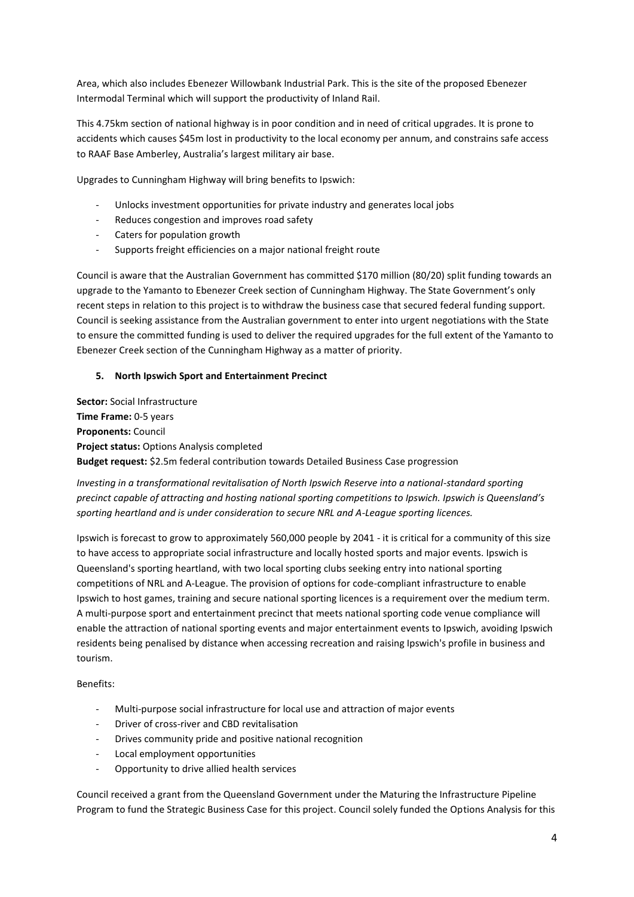Area, which also includes Ebenezer Willowbank Industrial Park. This is the site of the proposed Ebenezer Intermodal Terminal which will support the productivity of Inland Rail.

This 4.75km section of national highway is in poor condition and in need of critical upgrades. It is prone to accidents which causes $45m lost in productivity to the local economy per annum, and constrains safe access to RAAF Base Amberley, Australia's largest military air base.

Upgrades to Cunningham Highway will bring benefits to Ipswich:

- Unlocks investment opportunities for private industry and generates local jobs
- Reduces congestion and improves road safety
- Caters for population growth
- Supports freight efficiencies on a major national freight route

Council is aware that the Australian Government has committed $170 million (80/20) split funding towards an upgrade to the Yamanto to Ebenezer Creek section of Cunningham Highway. The State Government's only recent steps in relation to this project is to withdraw the business case that secured federal funding support. Council is seeking assistance from the Australian government to enter into urgent negotiations with the State to ensure the committed funding is used to deliver the required upgrades for the full extent of the Yamanto to Ebenezer Creek section of the Cunningham Highway as a matter of priority.

### 5. North Ipswich Sport and Entertainment Precinct

**Sector:** Social Infrastructure
**Time Frame:** 0-5 years
**Proponents:** Council
**Project status:** Options Analysis completed
**Budget request:** $2.5m federal contribution towards Detailed Business Case progression

*Investing in a transformational revitalisation of North Ipswich Reserve into a national-standard sporting precinct capable of attracting and hosting national sporting competitions to Ipswich. Ipswich is Queensland's sporting heartland and is under consideration to secure NRL and A-League sporting licences.*

Ipswich is forecast to grow to approximately 560,000 people by 2041 - it is critical for a community of this size to have access to appropriate social infrastructure and locally hosted sports and major events. Ipswich is Queensland's sporting heartland, with two local sporting clubs seeking entry into national sporting competitions of NRL and A-League. The provision of options for code-compliant infrastructure to enable Ipswich to host games, training and secure national sporting licences is a requirement over the medium term. A multi-purpose sport and entertainment precinct that meets national sporting code venue compliance will enable the attraction of national sporting events and major entertainment events to Ipswich, avoiding Ipswich residents being penalised by distance when accessing recreation and raising Ipswich's profile in business and tourism.

Benefits:

- Multi-purpose social infrastructure for local use and attraction of major events
- Driver of cross-river and CBD revitalisation
- Drives community pride and positive national recognition
- Local employment opportunities
- Opportunity to drive allied health services

Council received a grant from the Queensland Government under the Maturing the Infrastructure Pipeline Program to fund the Strategic Business Case for this project. Council solely funded the Options Analysis for this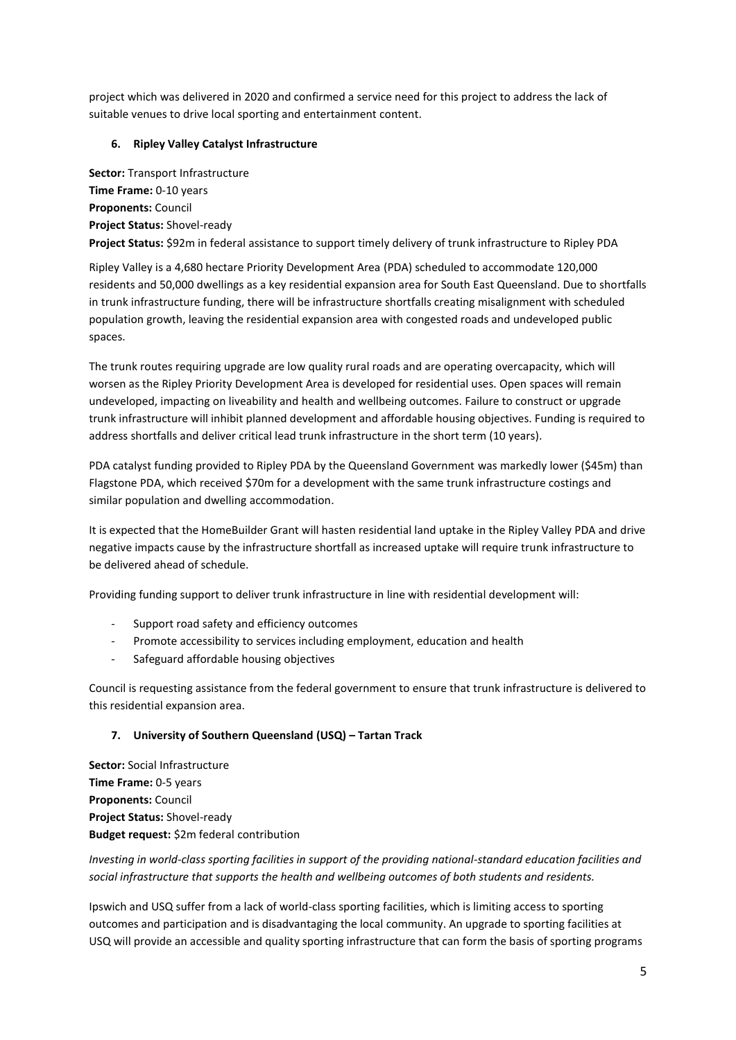project which was delivered in 2020 and confirmed a service need for this project to address the lack of suitable venues to drive local sporting and entertainment content.

### 6. Ripley Valley Catalyst Infrastructure

**Sector:** Transport Infrastructure
**Time Frame:** 0-10 years
**Proponents:** Council
**Project Status:** Shovel-ready
**Project Status:** $92m in federal assistance to support timely delivery of trunk infrastructure to Ripley PDA

Ripley Valley is a 4,680 hectare Priority Development Area (PDA) scheduled to accommodate 120,000 residents and 50,000 dwellings as a key residential expansion area for South East Queensland. Due to shortfalls in trunk infrastructure funding, there will be infrastructure shortfalls creating misalignment with scheduled population growth, leaving the residential expansion area with congested roads and undeveloped public spaces.

The trunk routes requiring upgrade are low quality rural roads and are operating overcapacity, which will worsen as the Ripley Priority Development Area is developed for residential uses. Open spaces will remain undeveloped, impacting on liveability and health and wellbeing outcomes. Failure to construct or upgrade trunk infrastructure will inhibit planned development and affordable housing objectives. Funding is required to address shortfalls and deliver critical lead trunk infrastructure in the short term (10 years).

PDA catalyst funding provided to Ripley PDA by the Queensland Government was markedly lower ($45m) than Flagstone PDA, which received $70m for a development with the same trunk infrastructure costings and similar population and dwelling accommodation.

It is expected that the HomeBuilder Grant will hasten residential land uptake in the Ripley Valley PDA and drive negative impacts cause by the infrastructure shortfall as increased uptake will require trunk infrastructure to be delivered ahead of schedule.

Providing funding support to deliver trunk infrastructure in line with residential development will:

- Support road safety and efficiency outcomes
- Promote accessibility to services including employment, education and health
- Safeguard affordable housing objectives

Council is requesting assistance from the federal government to ensure that trunk infrastructure is delivered to this residential expansion area.

### 7. University of Southern Queensland (USQ) – Tartan Track

**Sector:** Social Infrastructure
**Time Frame:** 0-5 years
**Proponents:** Council
**Project Status:** Shovel-ready
**Budget request:** $2m federal contribution

*Investing in world-class sporting facilities in support of the providing national-standard education facilities and social infrastructure that supports the health and wellbeing outcomes of both students and residents.*

Ipswich and USQ suffer from a lack of world-class sporting facilities, which is limiting access to sporting outcomes and participation and is disadvantaging the local community. An upgrade to sporting facilities at USQ will provide an accessible and quality sporting infrastructure that can form the basis of sporting programs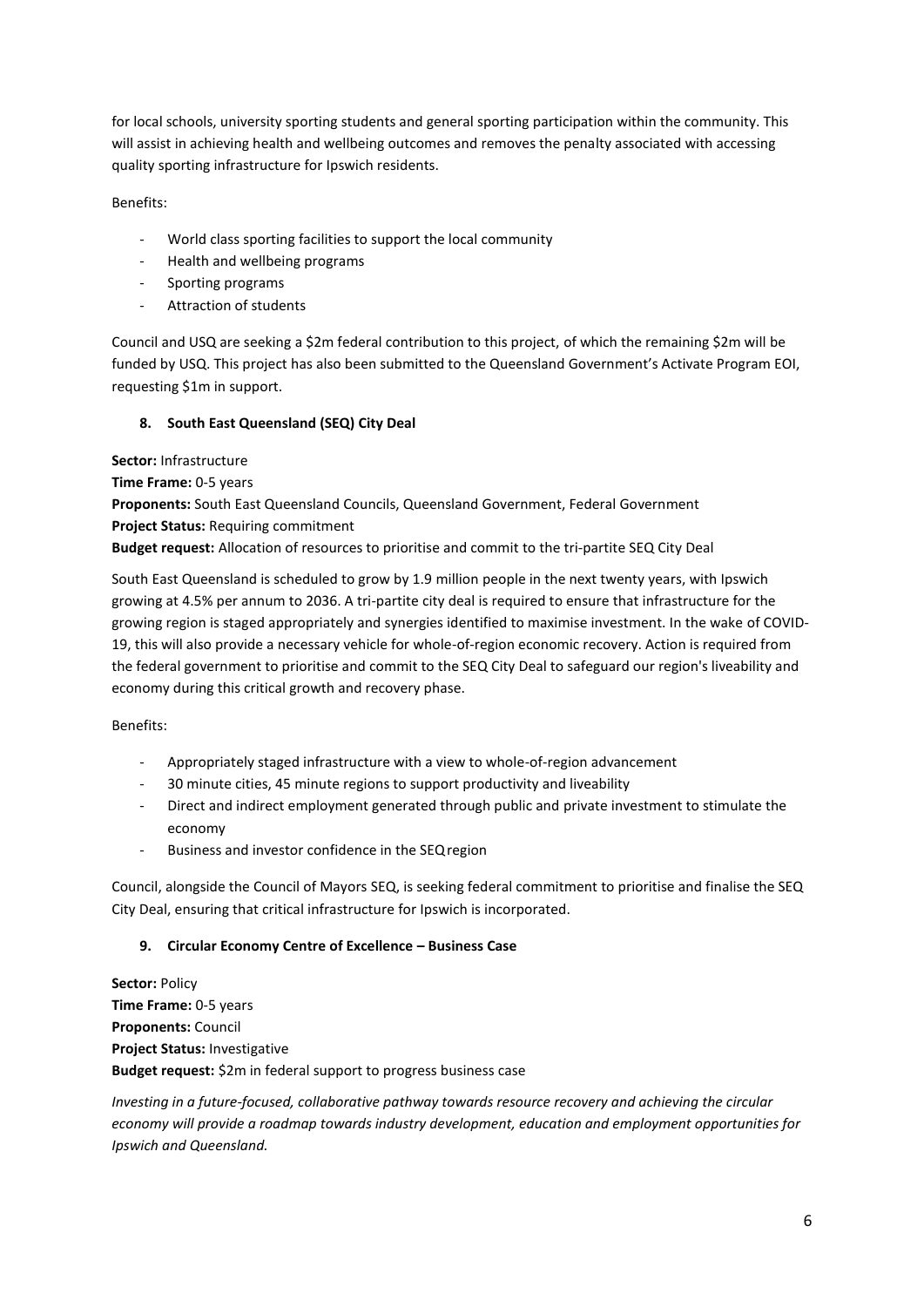for local schools, university sporting students and general sporting participation within the community. This will assist in achieving health and wellbeing outcomes and removes the penalty associated with accessing quality sporting infrastructure for Ipswich residents.

Benefits:

- World class sporting facilities to support the local community
- Health and wellbeing programs
- Sporting programs
- Attraction of students

Council and USQ are seeking a $2m federal contribution to this project, of which the remaining $2m will be funded by USQ. This project has also been submitted to the Queensland Government's Activate Program EOI, requesting $1m in support.

### 8. South East Queensland (SEQ) City Deal

**Sector:** Infrastructure
**Time Frame:** 0-5 years
**Proponents:** South East Queensland Councils, Queensland Government, Federal Government
**Project Status:** Requiring commitment
**Budget request:** Allocation of resources to prioritise and commit to the tri-partite SEQ City Deal

South East Queensland is scheduled to grow by 1.9 million people in the next twenty years, with Ipswich growing at 4.5% per annum to 2036. A tri-partite city deal is required to ensure that infrastructure for the growing region is staged appropriately and synergies identified to maximise investment. In the wake of COVID-19, this will also provide a necessary vehicle for whole-of-region economic recovery. Action is required from the federal government to prioritise and commit to the SEQ City Deal to safeguard our region's liveability and economy during this critical growth and recovery phase.

Benefits:

- Appropriately staged infrastructure with a view to whole-of-region advancement
- 30 minute cities, 45 minute regions to support productivity and liveability
- Direct and indirect employment generated through public and private investment to stimulate the economy
- Business and investor confidence in the SEQ region

Council, alongside the Council of Mayors SEQ, is seeking federal commitment to prioritise and finalise the SEQ City Deal, ensuring that critical infrastructure for Ipswich is incorporated.

### 9. Circular Economy Centre of Excellence – Business Case

**Sector:** Policy
**Time Frame:** 0-5 years
**Proponents:** Council
**Project Status:** Investigative
**Budget request:** $2m in federal support to progress business case

*Investing in a future-focused, collaborative pathway towards resource recovery and achieving the circular economy will provide a roadmap towards industry development, education and employment opportunities for Ipswich and Queensland.*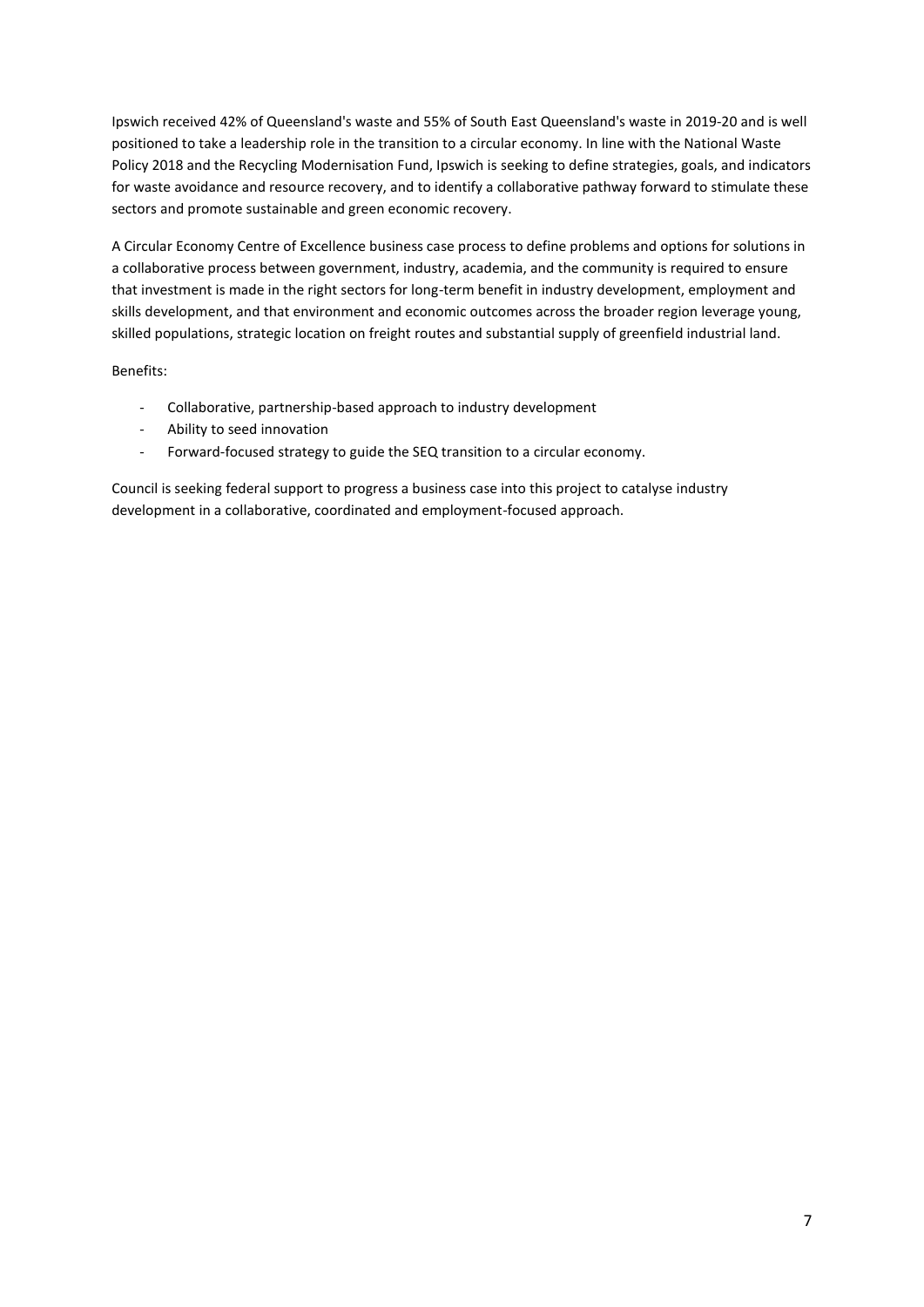Ipswich received 42% of Queensland's waste and 55% of South East Queensland's waste in 2019-20 and is well positioned to take a leadership role in the transition to a circular economy. In line with the National Waste Policy 2018 and the Recycling Modernisation Fund, Ipswich is seeking to define strategies, goals, and indicators for waste avoidance and resource recovery, and to identify a collaborative pathway forward to stimulate these sectors and promote sustainable and green economic recovery.

A Circular Economy Centre of Excellence business case process to define problems and options for solutions in a collaborative process between government, industry, academia, and the community is required to ensure that investment is made in the right sectors for long-term benefit in industry development, employment and skills development, and that environment and economic outcomes across the broader region leverage young, skilled populations, strategic location on freight routes and substantial supply of greenfield industrial land.

Benefits:

- Collaborative, partnership-based approach to industry development
- Ability to seed innovation
- Forward-focused strategy to guide the SEQ transition to a circular economy.

Council is seeking federal support to progress a business case into this project to catalyse industry development in a collaborative, coordinated and employment-focused approach.